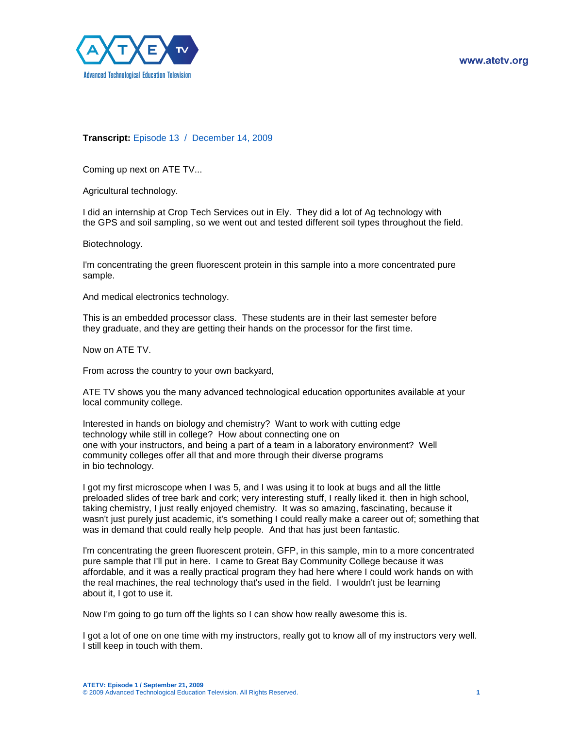**Transcript:** Episode 13 / December 14, 2009

Coming up next on ATE TV...

Agricultural technology.

I did an internship at Crop Tech Services out in Ely. They did a lot of Ag technology with the GPS and soil sampling, so we went out and tested different soil types throughout the field.

Biotechnology.

I'm concentrating the green fluorescent protein in this sample into a more concentrated pure sample.

And medical electronics technology.

This is an embedded processor class. These students are in their last semester before they graduate, and they are getting their hands on the processor for the first time.

Now on ATE TV.

From across the country to your own backyard,

ATE TV shows you the many advanced technological education opportunites available at your local community college.

Interested in hands on biology and chemistry? Want to work with cutting edge technology while still in college? How about connecting one on one with your instructors, and being a part of a team in a laboratory environment? Well community colleges offer all that and more through their diverse programs in bio technology.

I got my first microscope when I was 5, and I was using it to look at bugs and all the little preloaded slides of tree bark and cork; very interesting stuff, I really liked it. then in high school, taking chemistry, I just really enjoyed chemistry. It was so amazing, fascinating, because it wasn't just purely just academic, it's something I could really make a career out of; something that was in demand that could really help people. And that has just been fantastic.

I'm concentrating the green fluorescent protein, GFP, in this sample, min to a more concentrated pure sample that I'll put in here. I came to Great Bay Community College because it was affordable, and it was a really practical program they had here where I could work hands on with the real machines, the real technology that's used in the field. I wouldn't just be learning about it, I got to use it.

Now I'm going to go turn off the lights so I can show how really awesome this is.

I got a lot of one on one time with my instructors, really got to know all of my instructors very well. I still keep in touch with them.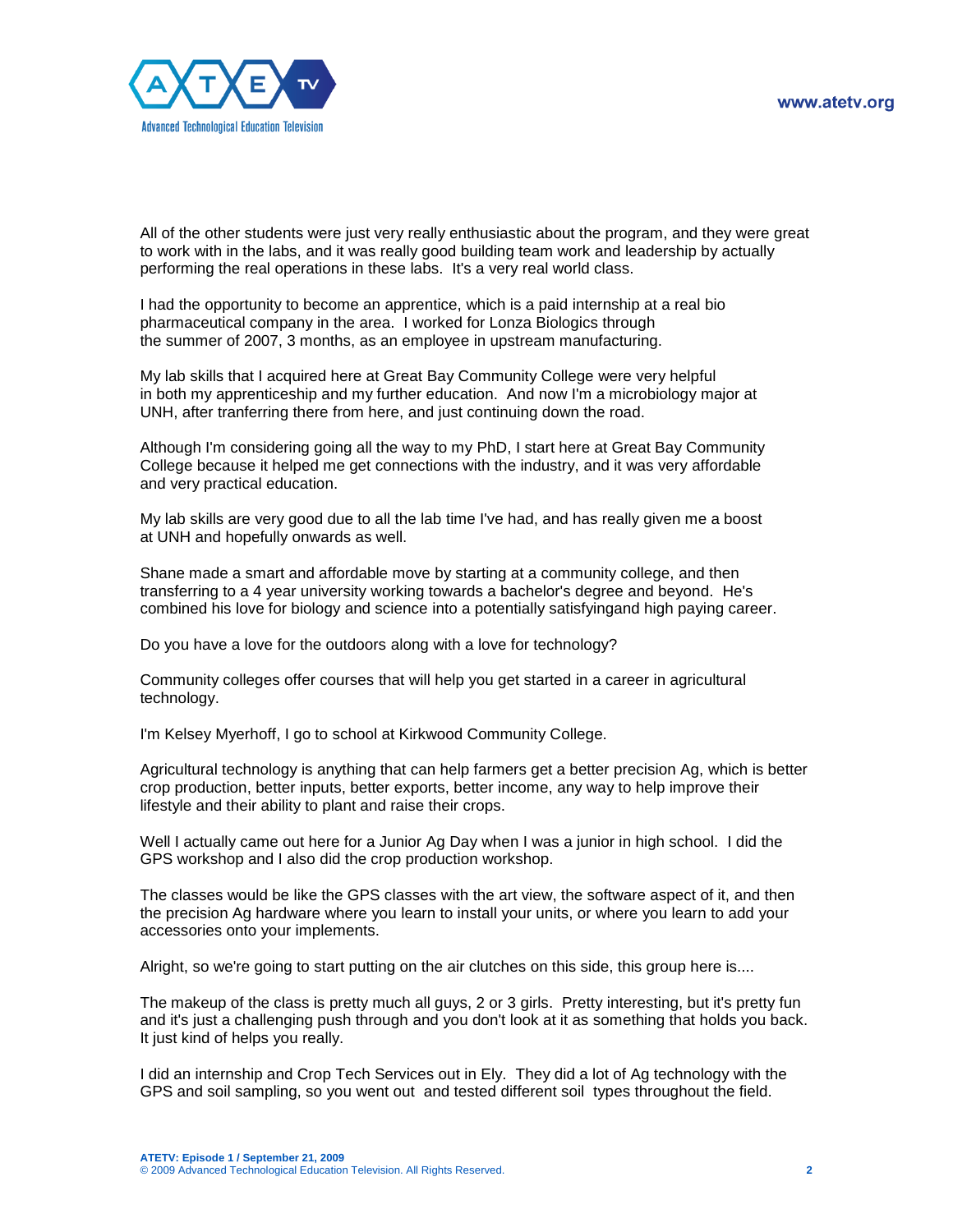All of the other students were just very really enthusiastic about the program, and they were great to work with in the labs, and it was really good building team work and leadership by actually performing the real operations in these labs. It's a very real world class.

I had the opportunity to become an apprentice, which is a paid internship at a real bio pharmaceutical company in the area. I worked for Lonza Biologics through the summer of 2007, 3 months, as an employee in upstream manufacturing.

My lab skills that I acquired here at Great Bay Community College were very helpful in both my apprenticeship and my further education. And now I'm a microbiology major at UNH, after tranferring there from here, and just continuing down the road.

Although I'm considering going all the way to my PhD, I start here at Great Bay Community College because it helped me get connections with the industry, and it was very affordable and very practical education.

My lab skills are very good due to all the lab time I've had, and has really given me a boost at UNH and hopefully onwards as well.

Shane made a smart and affordable move by starting at a community college, and then transferring to a 4 year university working towards a bachelor's degree and beyond. He's combined his love for biology and science into a potentially satisfyingand high paying career.

Do you have a love for the outdoors along with a love for technology?

Community colleges offer courses that will help you get started in a career in agricultural technology.

I'm Kelsey Myerhoff, I go to school at Kirkwood Community College.

Agricultural technology is anything that can help farmers get a better precision Ag, which is better crop production, better inputs, better exports, better income, any way to help improve their lifestyle and their ability to plant and raise their crops.

Well I actually came out here for a Junior Ag Day when I was a junior in high school. I did the GPS workshop and I also did the crop production workshop.

The classes would be like the GPS classes with the art view, the software aspect of it, and then the precision Ag hardware where you learn to install your units, or where you learn to add your accessories onto your implements.

Alright, so we're going to start putting on the air clutches on this side, this group here is....

The makeup of the class is pretty much all guys, 2 or 3 girls. Pretty interesting, but it's pretty fun and it's just a challenging push through and you don't look at it as something that holds you back. It just kind of helps you really.

I did an internship and Crop Tech Services out in Ely. They did a lot of Ag technology with the GPS and soil sampling, so you went out and tested different soil types throughout the field.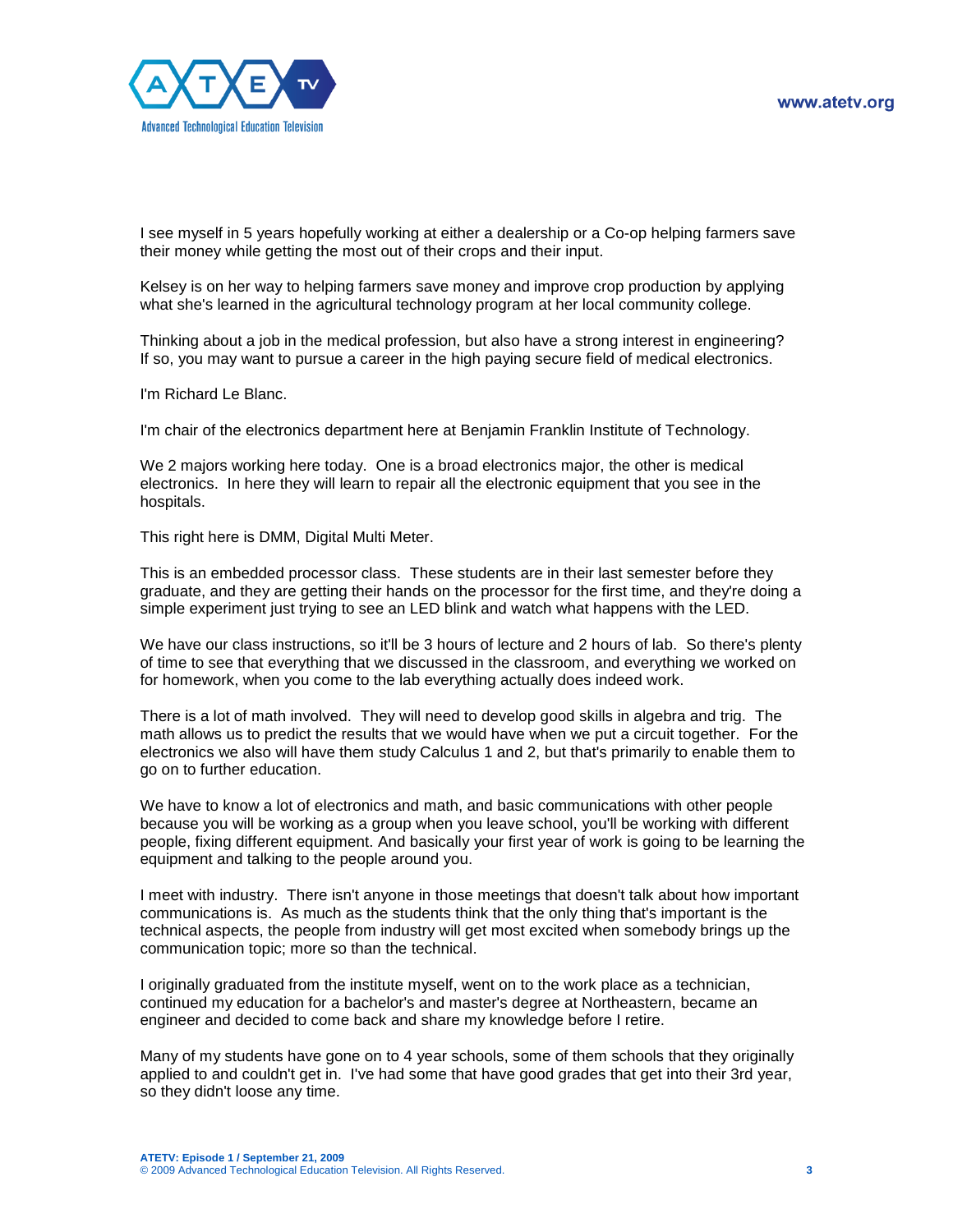I see myself in 5 years hopefully working at either a dealership or a Co-op helping farmers save their money while getting the most out of their crops and their input.

Kelsey is on her way to helping farmers save money and improve crop production by applying what she's learned in the agricultural technology program at her local community college.

Thinking about a job in the medical profession, but also have a strong interest in engineering? If so, you may want to pursue a career in the high paying secure field of medical electronics.

I'm Richard Le Blanc.

I'm chair of the electronics department here at Benjamin Franklin Institute of Technology.

We 2 majors working here today. One is a broad electronics major, the other is medical electronics. In here they will learn to repair all the electronic equipment that you see in the hospitals.

This right here is DMM, Digital Multi Meter.

This is an embedded processor class. These students are in their last semester before they graduate, and they are getting their hands on the processor for the first time, and they're doing a simple experiment just trying to see an LED blink and watch what happens with the LED.

We have our class instructions, so it'll be 3 hours of lecture and 2 hours of lab. So there's plenty of time to see that everything that we discussed in the classroom, and everything we worked on for homework, when you come to the lab everything actually does indeed work.

There is a lot of math involved. They will need to develop good skills in algebra and trig. The math allows us to predict the results that we would have when we put a circuit together. For the electronics we also will have them study Calculus 1 and 2, but that's primarily to enable them to go on to further education.

We have to know a lot of electronics and math, and basic communications with other people because you will be working as a group when you leave school, you'll be working with different people, fixing different equipment. And basically your first year of work is going to be learning the equipment and talking to the people around you.

I meet with industry. There isn't anyone in those meetings that doesn't talk about how important communications is. As much as the students think that the only thing that's important is the technical aspects, the people from industry will get most excited when somebody brings up the communication topic; more so than the technical.

I originally graduated from the institute myself, went on to the work place as a technician, continued my education for a bachelor's and master's degree at Northeastern, became an engineer and decided to come back and share my knowledge before I retire.

Many of my students have gone on to 4 year schools, some of them schools that they originally applied to and couldn't get in. I've had some that have good grades that get into their 3rd year, so they didn't loose any time.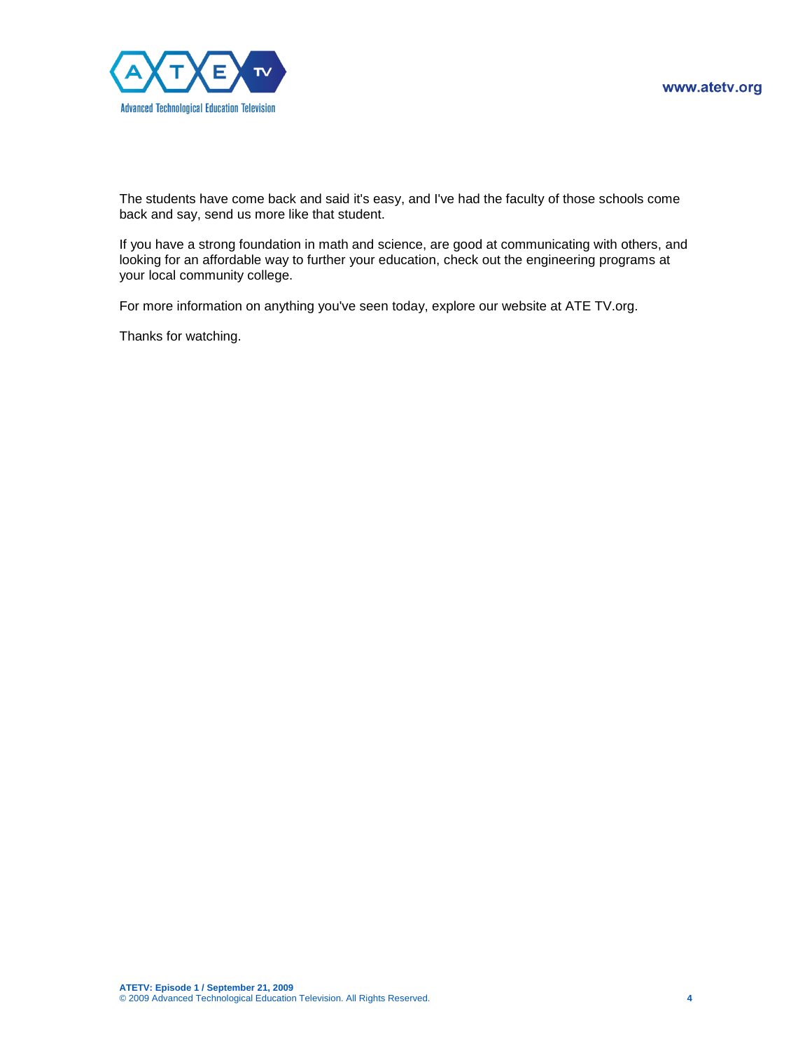The students have come back and said it's easy, and I've had the faculty of those schools come back and say, send us more like that student.

If you have a strong foundation in math and science, are good at communicating with others, and looking for an affordable way to further your education, check out the engineering programs at your local community college.

For more information on anything you've seen today, explore our website at ATE TV.org.

Thanks for watching.